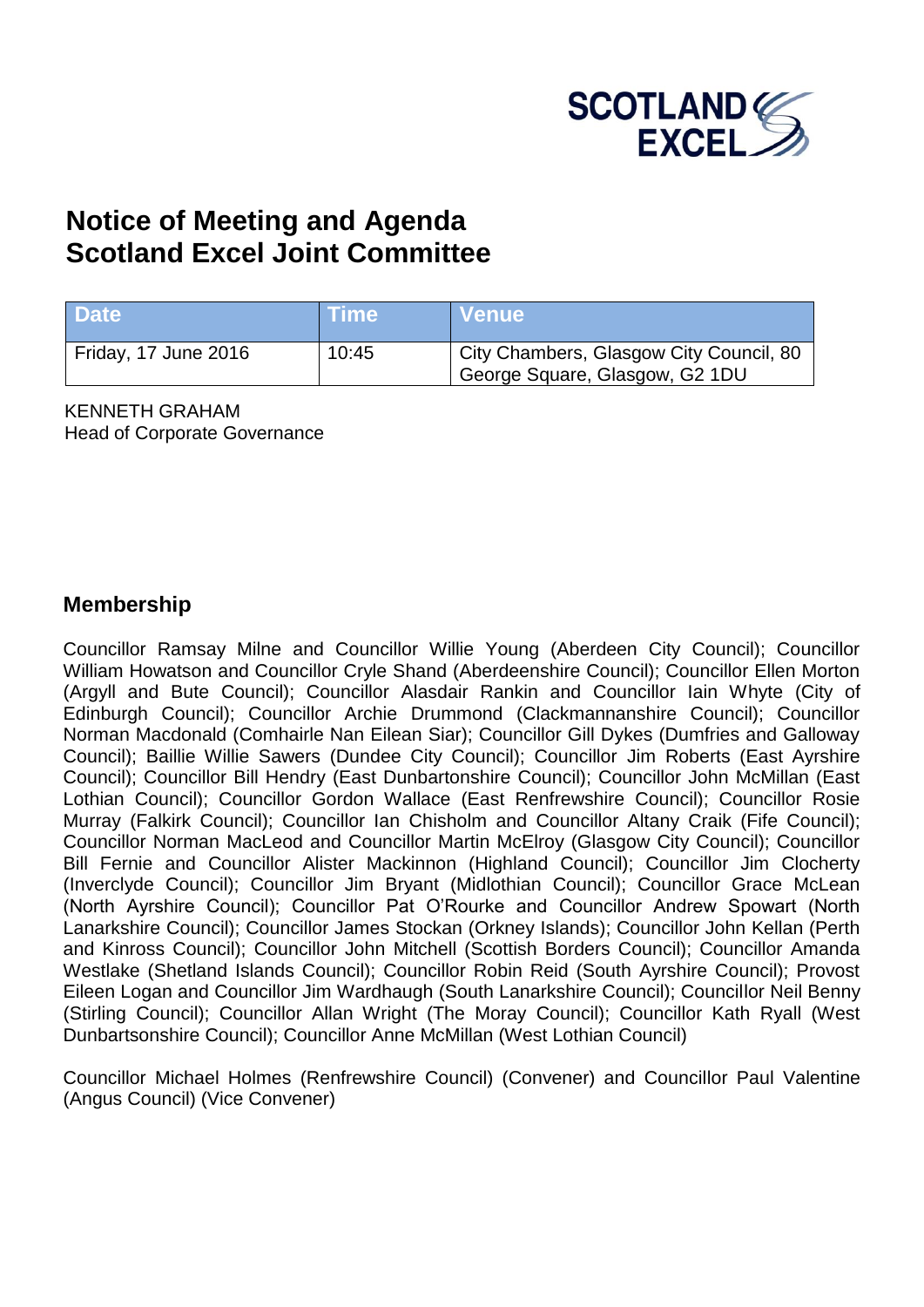# Notice of Meeting and Agenda
# Scotland Excel Joint Committee

| Date | Time | Venue |
|---|---|---|
| Friday, 17 June 2016 | 10:45 | City Chambers, Glasgow City Council, 80 George Square, Glasgow, G2 1DU |

KENNETH GRAHAM
Head of Corporate Governance

## Membership

Councillor Ramsay Milne and Councillor Willie Young (Aberdeen City Council); Councillor William Howatson and Councillor Cryle Shand (Aberdeenshire Council); Councillor Ellen Morton (Argyll and Bute Council); Councillor Alasdair Rankin and Councillor Iain Whyte (City of Edinburgh Council); Councillor Archie Drummond (Clackmannanshire Council); Councillor Norman Macdonald (Comhairle Nan Eilean Siar); Councillor Gill Dykes (Dumfries and Galloway Council); Baillie Willie Sawers (Dundee City Council); Councillor Jim Roberts (East Ayrshire Council); Councillor Bill Hendry (East Dunbartonshire Council); Councillor John McMillan (East Lothian Council); Councillor Gordon Wallace (East Renfrewshire Council); Councillor Rosie Murray (Falkirk Council); Councillor Ian Chisholm and Councillor Altany Craik (Fife Council); Councillor Norman MacLeod and Councillor Martin McElroy (Glasgow City Council); Councillor Bill Fernie and Councillor Alister Mackinnon (Highland Council); Councillor Jim Clocherty (Inverclyde Council); Councillor Jim Bryant (Midlothian Council); Councillor Grace McLean (North Ayrshire Council); Councillor Pat O'Rourke and Councillor Andrew Spowart (North Lanarkshire Council); Councillor James Stockan (Orkney Islands); Councillor John Kellan (Perth and Kinross Council); Councillor John Mitchell (Scottish Borders Council); Councillor Amanda Westlake (Shetland Islands Council); Councillor Robin Reid (South Ayrshire Council); Provost Eileen Logan and Councillor Jim Wardhaugh (South Lanarkshire Council); Councillor Neil Benny (Stirling Council); Councillor Allan Wright (The Moray Council); Councillor Kath Ryall (West Dunbartsonshire Council); Councillor Anne McMillan (West Lothian Council)

Councillor Michael Holmes (Renfrewshire Council) (Convener) and Councillor Paul Valentine (Angus Council) (Vice Convener)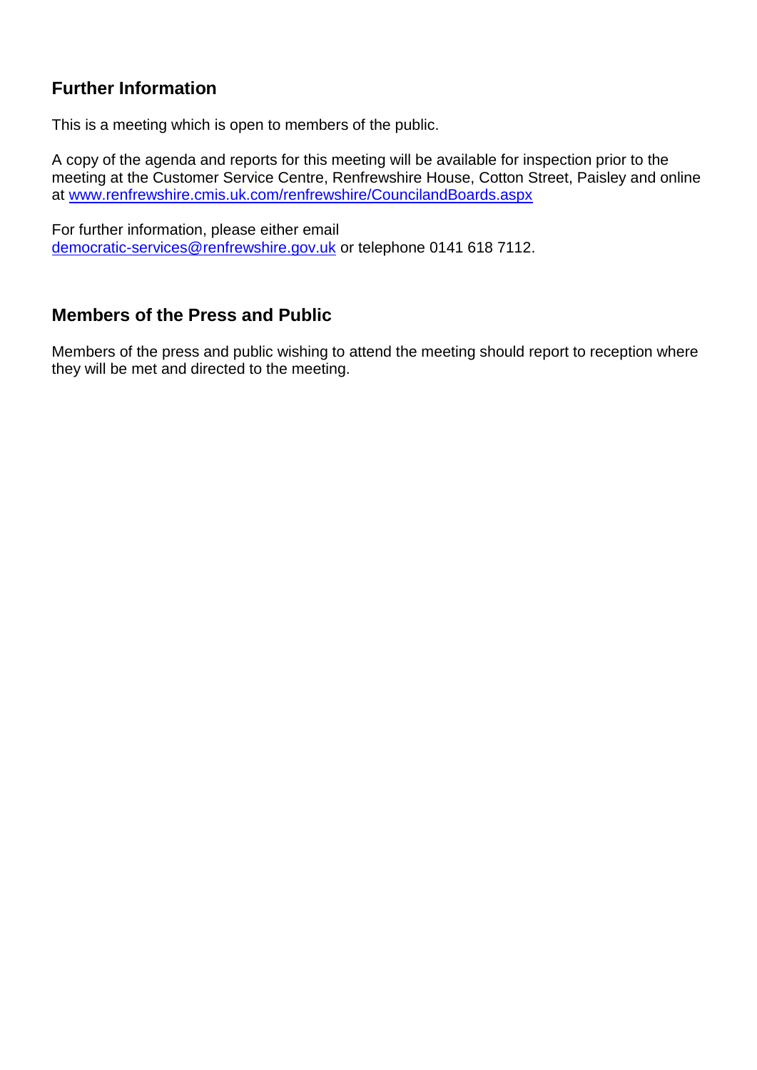## Further Information

This is a meeting which is open to members of the public.

A copy of the agenda and reports for this meeting will be available for inspection prior to the meeting at the Customer Service Centre, Renfrewshire House, Cotton Street, Paisley and online at [www.renfrewshire.cmis.uk.com/renfrewshire/CouncilandBoards.aspx](http://www.renfrewshire.cmis.uk.com/renfrewshire/CouncilandBoards.aspx)

For further information, please either email [democratic-services@renfrewshire.gov.uk](mailto:democratic-services@renfrewshire.gov.uk) or telephone 0141 618 7112.

## Members of the Press and Public

Members of the press and public wishing to attend the meeting should report to reception where they will be met and directed to the meeting.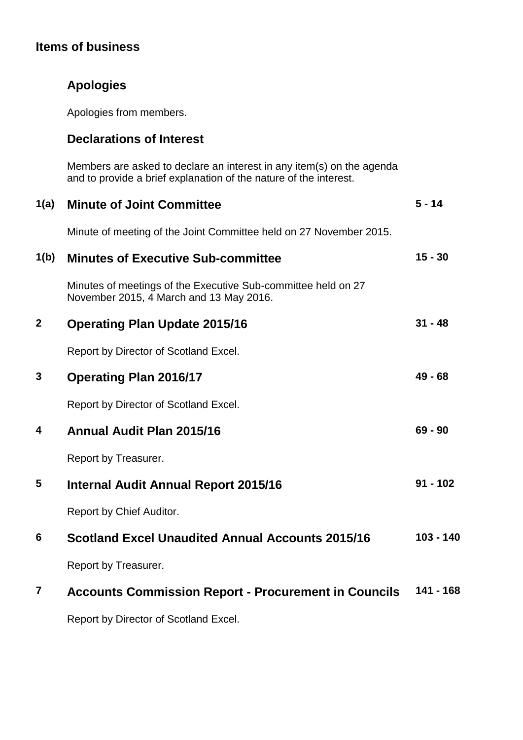## Items of business

### Apologies

Apologies from members.

### Declarations of Interest

Members are asked to declare an interest in any item(s) on the agenda and to provide a brief explanation of the nature of the interest.

| | | |
|---|---|---|
| **1(a)** | **Minute of Joint Committee** | **5 - 14** |
| | Minute of meeting of the Joint Committee held on 27 November 2015. | |
| **1(b)** | **Minutes of Executive Sub-committee** | **15 - 30** |
| | Minutes of meetings of the Executive Sub-committee held on 27 November 2015, 4 March and 13 May 2016. | |
| **2** | **Operating Plan Update 2015/16** | **31 - 48** |
| | Report by Director of Scotland Excel. | |
| **3** | **Operating Plan 2016/17** | **49 - 68** |
| | Report by Director of Scotland Excel. | |
| **4** | **Annual Audit Plan 2015/16** | **69 - 90** |
| | Report by Treasurer. | |
| **5** | **Internal Audit Annual Report 2015/16** | **91 - 102** |
| | Report by Chief Auditor. | |
| **6** | **Scotland Excel Unaudited Annual Accounts 2015/16** | **103 - 140** |
| | Report by Treasurer. | |
| **7** | **Accounts Commission Report - Procurement in Councils** | **141 - 168** |
| | Report by Director of Scotland Excel. | |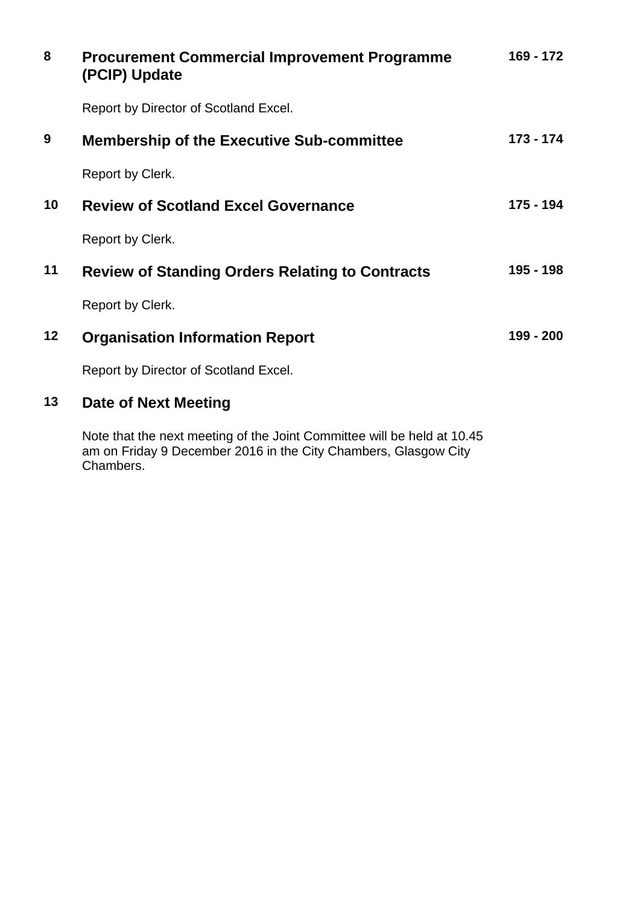| | | |
|---|---|---|
| **8** | **Procurement Commercial Improvement Programme (PCIP) Update**<br><br>Report by Director of Scotland Excel. | **169 - 172** |
| **9** | **Membership of the Executive Sub-committee**<br><br>Report by Clerk. | **173 - 174** |
| **10** | **Review of Scotland Excel Governance**<br><br>Report by Clerk. | **175 - 194** |
| **11** | **Review of Standing Orders Relating to Contracts**<br><br>Report by Clerk. | **195 - 198** |
| **12** | **Organisation Information Report**<br><br>Report by Director of Scotland Excel. | **199 - 200** |
| **13** | **Date of Next Meeting**<br><br>Note that the next meeting of the Joint Committee will be held at 10.45 am on Friday 9 December 2016 in the City Chambers, Glasgow City Chambers. | |